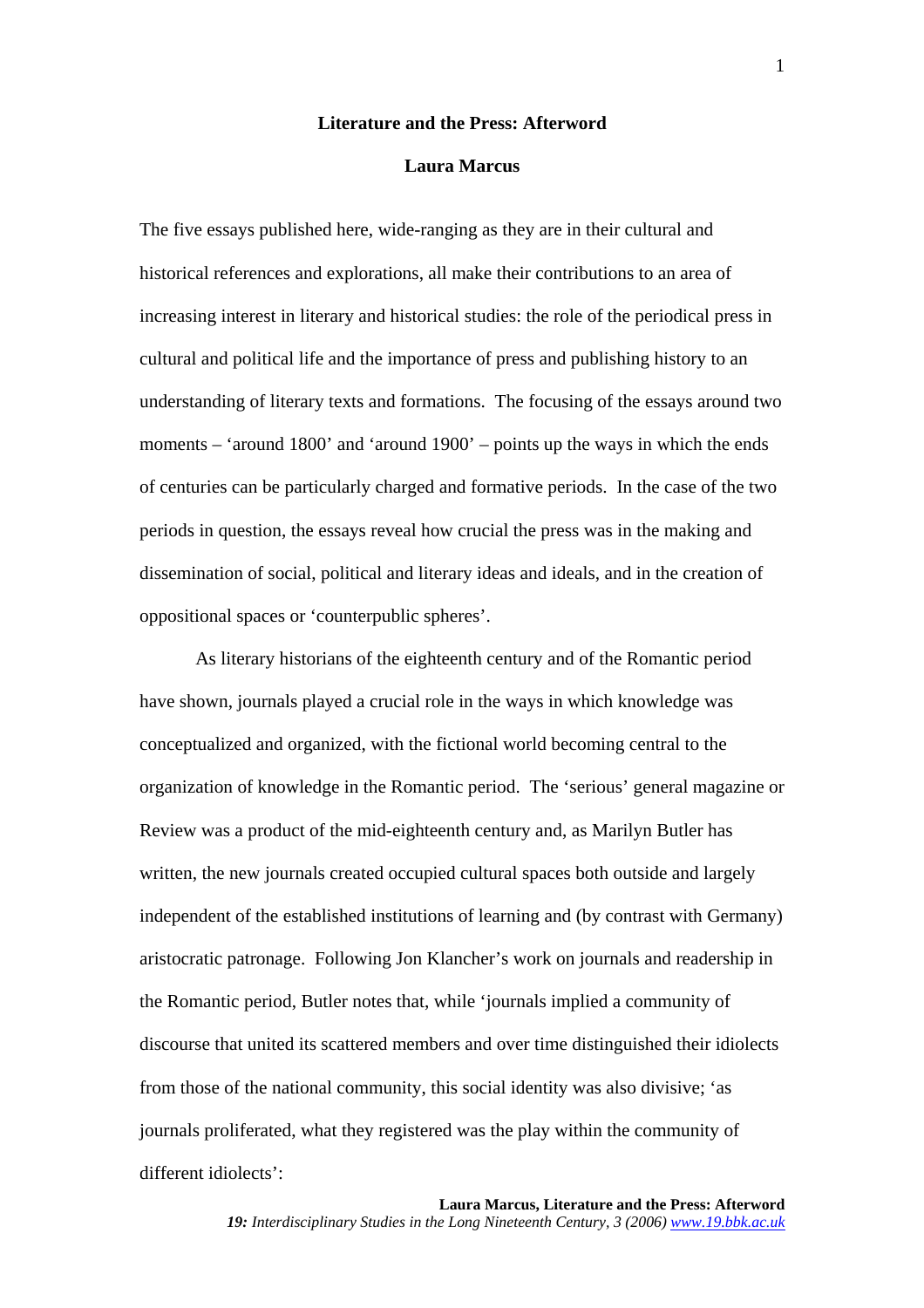# Literature and the Press: Afterword

**Laura Marcus**

The five essays published here, wide-ranging as they are in their cultural and historical references and explorations, all make their contributions to an area of increasing interest in literary and historical studies: the role of the periodical press in cultural and political life and the importance of press and publishing history to an understanding of literary texts and formations. The focusing of the essays around two moments – 'around 1800' and 'around 1900' – points up the ways in which the ends of centuries can be particularly charged and formative periods. In the case of the two periods in question, the essays reveal how crucial the press was in the making and dissemination of social, political and literary ideas and ideals, and in the creation of oppositional spaces or 'counterpublic spheres'.

As literary historians of the eighteenth century and of the Romantic period have shown, journals played a crucial role in the ways in which knowledge was conceptualized and organized, with the fictional world becoming central to the organization of knowledge in the Romantic period. The 'serious' general magazine or Review was a product of the mid-eighteenth century and, as Marilyn Butler has written, the new journals created occupied cultural spaces both outside and largely independent of the established institutions of learning and (by contrast with Germany) aristocratic patronage. Following Jon Klancher's work on journals and readership in the Romantic period, Butler notes that, while 'journals implied a community of discourse that united its scattered members and over time distinguished their idiolects from those of the national community, this social identity was also divisive; 'as journals proliferated, what they registered was the play within the community of different idiolects':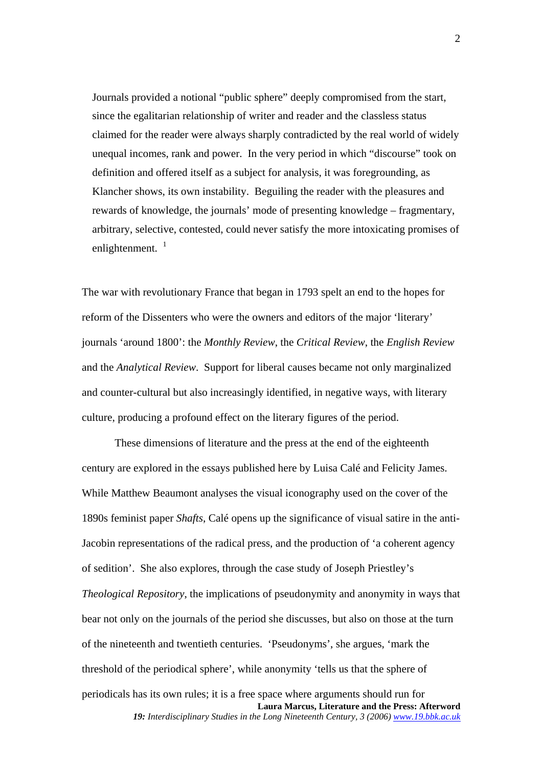> Journals provided a notional "public sphere" deeply compromised from the start, since the egalitarian relationship of writer and reader and the classless status claimed for the reader were always sharply contradicted by the real world of widely unequal incomes, rank and power. In the very period in which "discourse" took on definition and offered itself as a subject for analysis, it was foregrounding, as Klancher shows, its own instability. Beguiling the reader with the pleasures and rewards of knowledge, the journals' mode of presenting knowledge – fragmentary, arbitrary, selective, contested, could never satisfy the more intoxicating promises of enlightenment. [1]

The war with revolutionary France that began in 1793 spelt an end to the hopes for reform of the Dissenters who were the owners and editors of the major 'literary' journals 'around 1800': the *Monthly Review*, the *Critical Review*, the *English Review* and the *Analytical Review*. Support for liberal causes became not only marginalized and counter-cultural but also increasingly identified, in negative ways, with literary culture, producing a profound effect on the literary figures of the period.

These dimensions of literature and the press at the end of the eighteenth century are explored in the essays published here by Luisa Calé and Felicity James. While Matthew Beaumont analyses the visual iconography used on the cover of the 1890s feminist paper *Shafts*, Calé opens up the significance of visual satire in the anti-Jacobin representations of the radical press, and the production of 'a coherent agency of sedition'. She also explores, through the case study of Joseph Priestley's *Theological Repository*, the implications of pseudonymity and anonymity in ways that bear not only on the journals of the period she discusses, but also on those at the turn of the nineteenth and twentieth centuries. 'Pseudonyms', she argues, 'mark the threshold of the periodical sphere', while anonymity 'tells us that the sphere of periodicals has its own rules; it is a free space where arguments should run for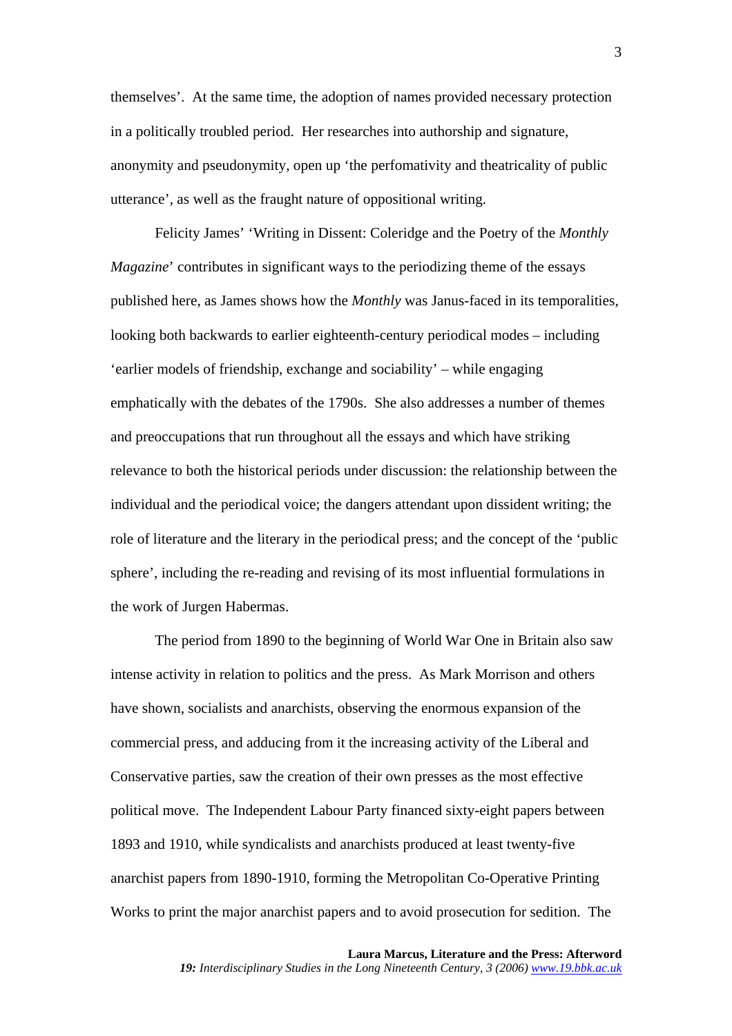themselves'. At the same time, the adoption of names provided necessary protection in a politically troubled period. Her researches into authorship and signature, anonymity and pseudonymity, open up 'the perfomativity and theatricality of public utterance', as well as the fraught nature of oppositional writing.

Felicity James' 'Writing in Dissent: Coleridge and the Poetry of the *Monthly Magazine*' contributes in significant ways to the periodizing theme of the essays published here, as James shows how the *Monthly* was Janus-faced in its temporalities, looking both backwards to earlier eighteenth-century periodical modes – including 'earlier models of friendship, exchange and sociability' – while engaging emphatically with the debates of the 1790s. She also addresses a number of themes and preoccupations that run throughout all the essays and which have striking relevance to both the historical periods under discussion: the relationship between the individual and the periodical voice; the dangers attendant upon dissident writing; the role of literature and the literary in the periodical press; and the concept of the 'public sphere', including the re-reading and revising of its most influential formulations in the work of Jurgen Habermas.

The period from 1890 to the beginning of World War One in Britain also saw intense activity in relation to politics and the press. As Mark Morrison and others have shown, socialists and anarchists, observing the enormous expansion of the commercial press, and adducing from it the increasing activity of the Liberal and Conservative parties, saw the creation of their own presses as the most effective political move. The Independent Labour Party financed sixty-eight papers between 1893 and 1910, while syndicalists and anarchists produced at least twenty-five anarchist papers from 1890-1910, forming the Metropolitan Co-Operative Printing Works to print the major anarchist papers and to avoid prosecution for sedition. The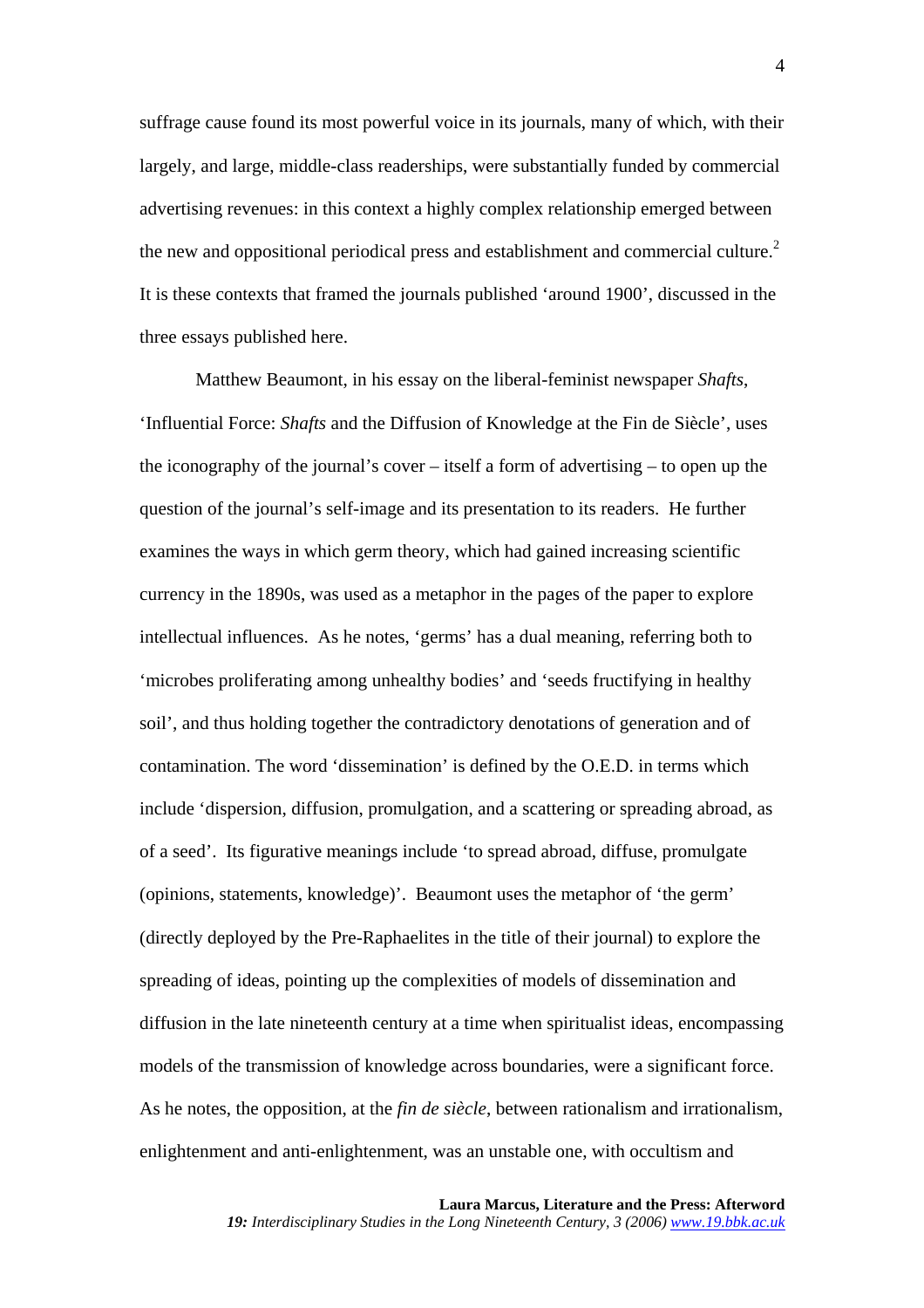suffrage cause found its most powerful voice in its journals, many of which, with their largely, and large, middle-class readerships, were substantially funded by commercial advertising revenues: in this context a highly complex relationship emerged between the new and oppositional periodical press and establishment and commercial culture.[2] It is these contexts that framed the journals published 'around 1900', discussed in the three essays published here.

Matthew Beaumont, in his essay on the liberal-feminist newspaper *Shafts*, 'Influential Force: *Shafts* and the Diffusion of Knowledge at the Fin de Siècle', uses the iconography of the journal's cover – itself a form of advertising – to open up the question of the journal's self-image and its presentation to its readers. He further examines the ways in which germ theory, which had gained increasing scientific currency in the 1890s, was used as a metaphor in the pages of the paper to explore intellectual influences. As he notes, 'germs' has a dual meaning, referring both to 'microbes proliferating among unhealthy bodies' and 'seeds fructifying in healthy soil', and thus holding together the contradictory denotations of generation and of contamination. The word 'dissemination' is defined by the O.E.D. in terms which include 'dispersion, diffusion, promulgation, and a scattering or spreading abroad, as of a seed'. Its figurative meanings include 'to spread abroad, diffuse, promulgate (opinions, statements, knowledge)'. Beaumont uses the metaphor of 'the germ' (directly deployed by the Pre-Raphaelites in the title of their journal) to explore the spreading of ideas, pointing up the complexities of models of dissemination and diffusion in the late nineteenth century at a time when spiritualist ideas, encompassing models of the transmission of knowledge across boundaries, were a significant force. As he notes, the opposition, at the *fin de siècle*, between rationalism and irrationalism, enlightenment and anti-enlightenment, was an unstable one, with occultism and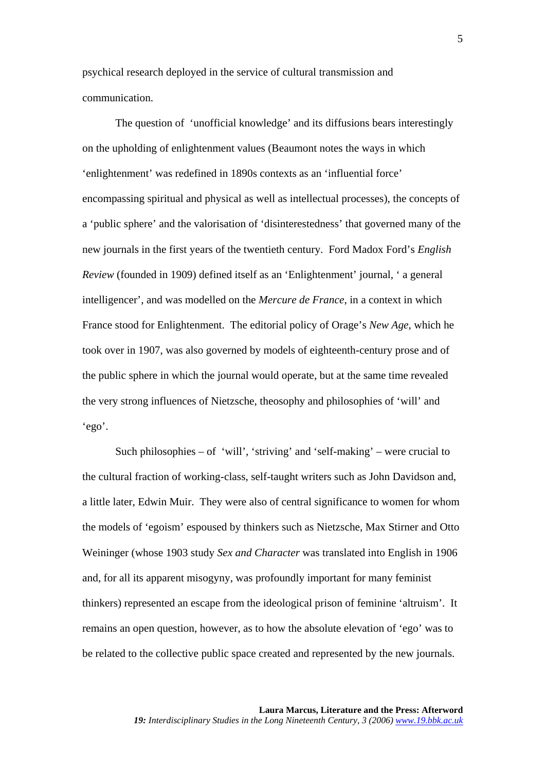psychical research deployed in the service of cultural transmission and communication.

The question of 'unofficial knowledge' and its diffusions bears interestingly on the upholding of enlightenment values (Beaumont notes the ways in which 'enlightenment' was redefined in 1890s contexts as an 'influential force' encompassing spiritual and physical as well as intellectual processes), the concepts of a 'public sphere' and the valorisation of 'disinterestedness' that governed many of the new journals in the first years of the twentieth century. Ford Madox Ford's *English Review* (founded in 1909) defined itself as an 'Enlightenment' journal, ' a general intelligencer', and was modelled on the *Mercure de France*, in a context in which France stood for Enlightenment. The editorial policy of Orage's *New Age*, which he took over in 1907, was also governed by models of eighteenth-century prose and of the public sphere in which the journal would operate, but at the same time revealed the very strong influences of Nietzsche, theosophy and philosophies of 'will' and 'ego'.

Such philosophies – of 'will', 'striving' and 'self-making' – were crucial to the cultural fraction of working-class, self-taught writers such as John Davidson and, a little later, Edwin Muir. They were also of central significance to women for whom the models of 'egoism' espoused by thinkers such as Nietzsche, Max Stirner and Otto Weininger (whose 1903 study *Sex and Character* was translated into English in 1906 and, for all its apparent misogyny, was profoundly important for many feminist thinkers) represented an escape from the ideological prison of feminine 'altruism'. It remains an open question, however, as to how the absolute elevation of 'ego' was to be related to the collective public space created and represented by the new journals.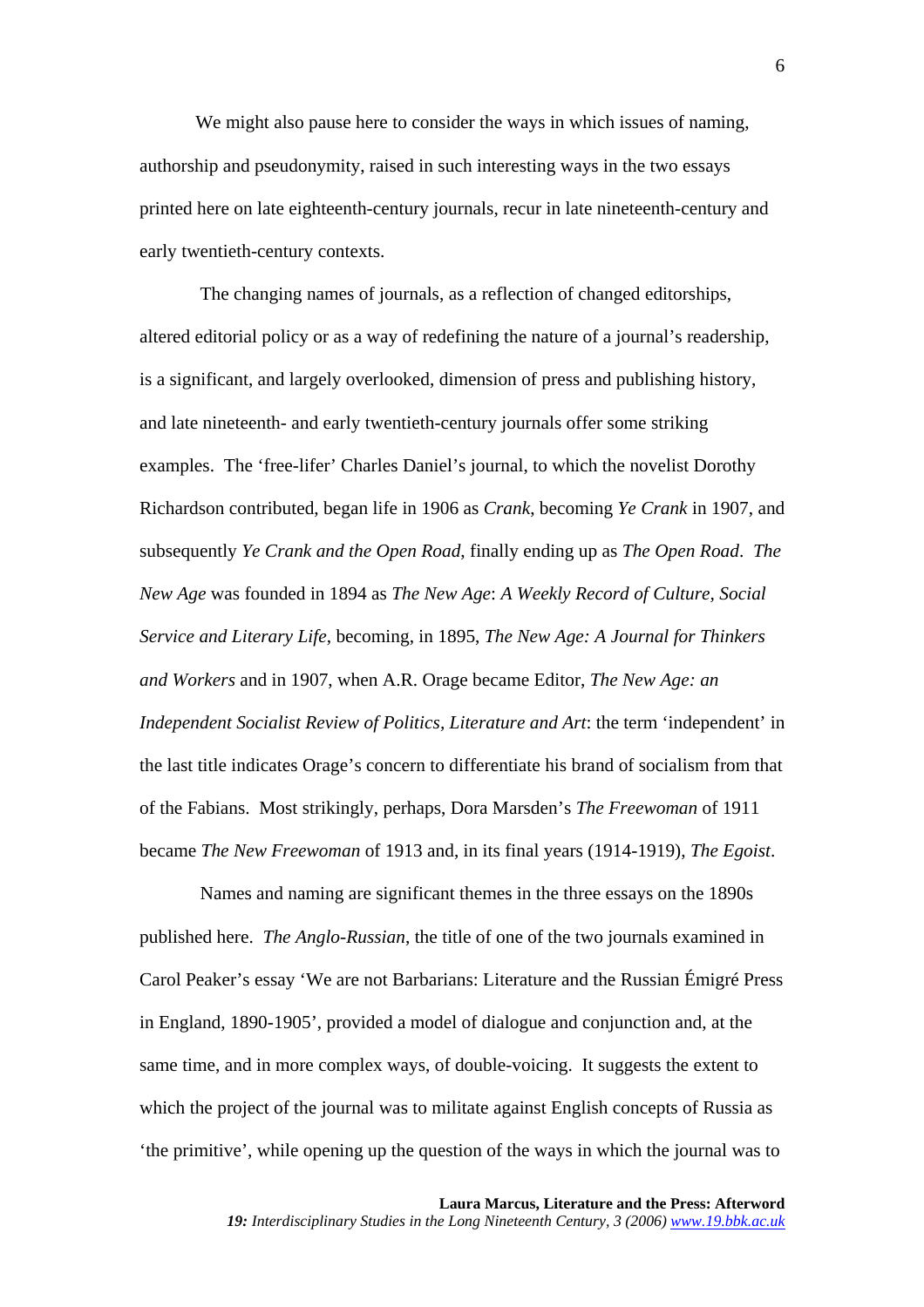We might also pause here to consider the ways in which issues of naming, authorship and pseudonymity, raised in such interesting ways in the two essays printed here on late eighteenth-century journals, recur in late nineteenth-century and early twentieth-century contexts.

The changing names of journals, as a reflection of changed editorships, altered editorial policy or as a way of redefining the nature of a journal's readership, is a significant, and largely overlooked, dimension of press and publishing history, and late nineteenth- and early twentieth-century journals offer some striking examples. The 'free-lifer' Charles Daniel's journal, to which the novelist Dorothy Richardson contributed, began life in 1906 as *Crank*, becoming *Ye Crank* in 1907, and subsequently *Ye Crank and the Open Road*, finally ending up as *The Open Road*. *The New Age* was founded in 1894 as *The New Age*: *A Weekly Record of Culture, Social Service and Literary Life*, becoming, in 1895, *The New Age: A Journal for Thinkers and Workers* and in 1907, when A.R. Orage became Editor, *The New Age: an Independent Socialist Review of Politics, Literature and Art*: the term 'independent' in the last title indicates Orage's concern to differentiate his brand of socialism from that of the Fabians. Most strikingly, perhaps, Dora Marsden's *The Freewoman* of 1911 became *The New Freewoman* of 1913 and, in its final years (1914-1919), *The Egoist*.

Names and naming are significant themes in the three essays on the 1890s published here. *The Anglo-Russian*, the title of one of the two journals examined in Carol Peaker's essay 'We are not Barbarians: Literature and the Russian Émigré Press in England, 1890-1905', provided a model of dialogue and conjunction and, at the same time, and in more complex ways, of double-voicing. It suggests the extent to which the project of the journal was to militate against English concepts of Russia as 'the primitive', while opening up the question of the ways in which the journal was to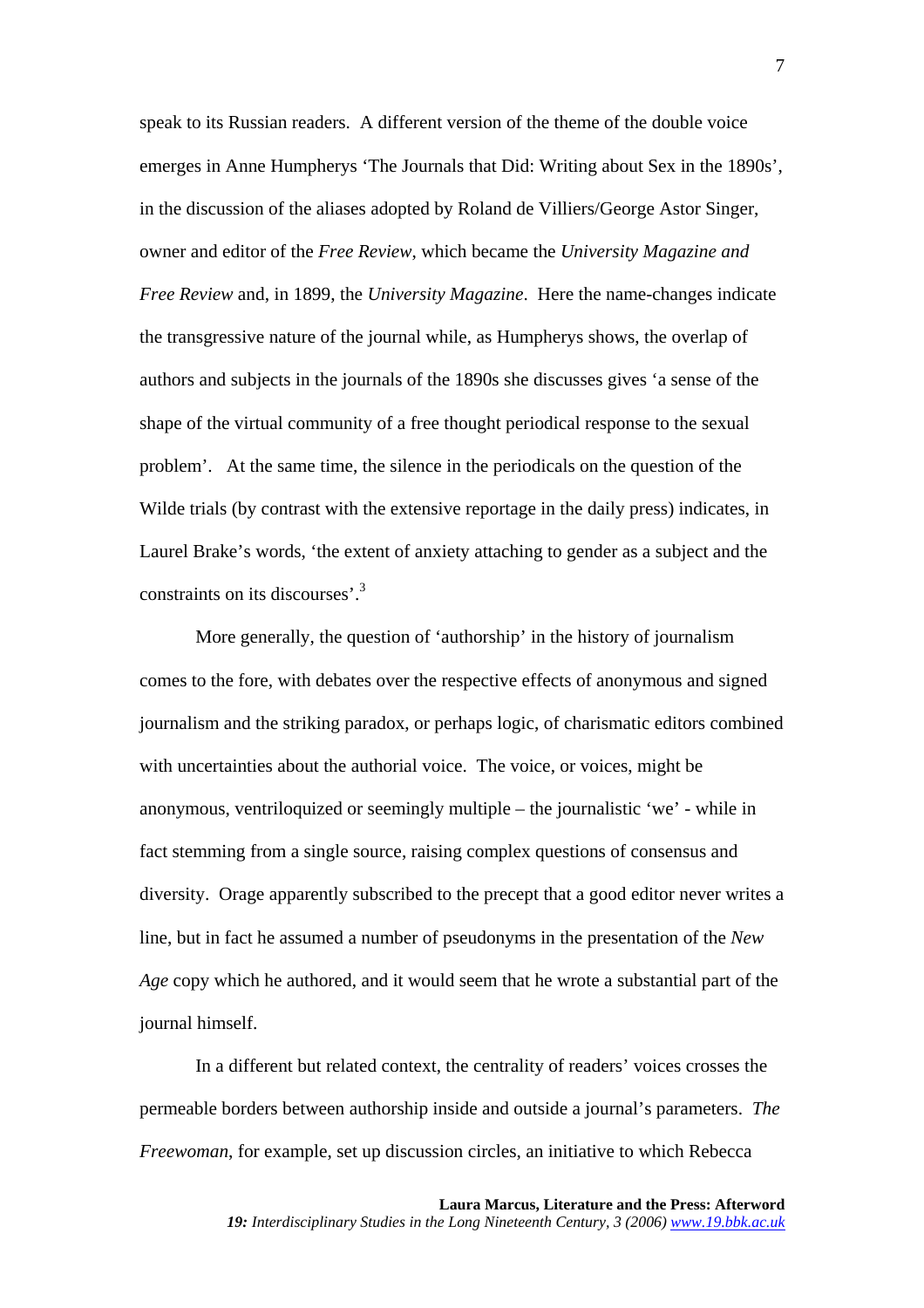speak to its Russian readers. A different version of the theme of the double voice emerges in Anne Humpherys 'The Journals that Did: Writing about Sex in the 1890s', in the discussion of the aliases adopted by Roland de Villiers/George Astor Singer, owner and editor of the *Free Review*, which became the *University Magazine and Free Review* and, in 1899, the *University Magazine*. Here the name-changes indicate the transgressive nature of the journal while, as Humpherys shows, the overlap of authors and subjects in the journals of the 1890s she discusses gives 'a sense of the shape of the virtual community of a free thought periodical response to the sexual problem'. At the same time, the silence in the periodicals on the question of the Wilde trials (by contrast with the extensive reportage in the daily press) indicates, in Laurel Brake's words, 'the extent of anxiety attaching to gender as a subject and the constraints on its discourses'.[3]

More generally, the question of 'authorship' in the history of journalism comes to the fore, with debates over the respective effects of anonymous and signed journalism and the striking paradox, or perhaps logic, of charismatic editors combined with uncertainties about the authorial voice. The voice, or voices, might be anonymous, ventriloquized or seemingly multiple – the journalistic 'we' - while in fact stemming from a single source, raising complex questions of consensus and diversity. Orage apparently subscribed to the precept that a good editor never writes a line, but in fact he assumed a number of pseudonyms in the presentation of the *New Age* copy which he authored, and it would seem that he wrote a substantial part of the journal himself.

In a different but related context, the centrality of readers' voices crosses the permeable borders between authorship inside and outside a journal's parameters. *The Freewoman*, for example, set up discussion circles, an initiative to which Rebecca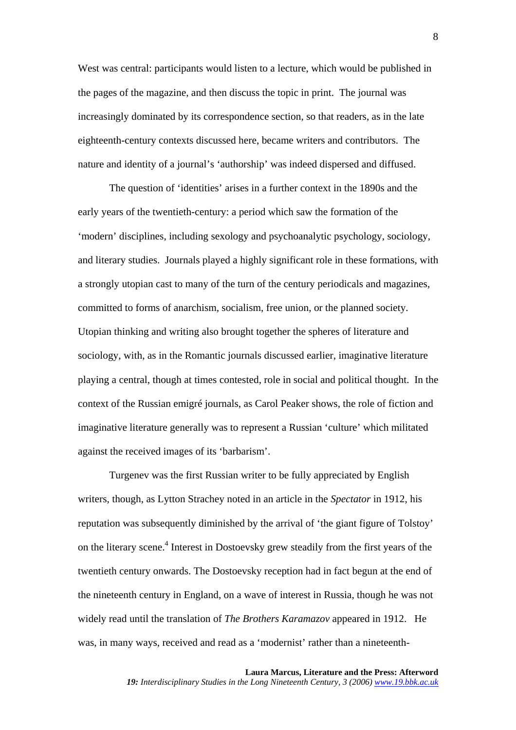West was central: participants would listen to a lecture, which would be published in the pages of the magazine, and then discuss the topic in print. The journal was increasingly dominated by its correspondence section, so that readers, as in the late eighteenth-century contexts discussed here, became writers and contributors. The nature and identity of a journal's 'authorship' was indeed dispersed and diffused.

The question of 'identities' arises in a further context in the 1890s and the early years of the twentieth-century: a period which saw the formation of the 'modern' disciplines, including sexology and psychoanalytic psychology, sociology, and literary studies. Journals played a highly significant role in these formations, with a strongly utopian cast to many of the turn of the century periodicals and magazines, committed to forms of anarchism, socialism, free union, or the planned society. Utopian thinking and writing also brought together the spheres of literature and sociology, with, as in the Romantic journals discussed earlier, imaginative literature playing a central, though at times contested, role in social and political thought. In the context of the Russian emigré journals, as Carol Peaker shows, the role of fiction and imaginative literature generally was to represent a Russian 'culture' which militated against the received images of its 'barbarism'.

Turgenev was the first Russian writer to be fully appreciated by English writers, though, as Lytton Strachey noted in an article in the *Spectator* in 1912, his reputation was subsequently diminished by the arrival of 'the giant figure of Tolstoy' on the literary scene.[4] Interest in Dostoevsky grew steadily from the first years of the twentieth century onwards. The Dostoevsky reception had in fact begun at the end of the nineteenth century in England, on a wave of interest in Russia, though he was not widely read until the translation of *The Brothers Karamazov* appeared in 1912. He was, in many ways, received and read as a 'modernist' rather than a nineteenth-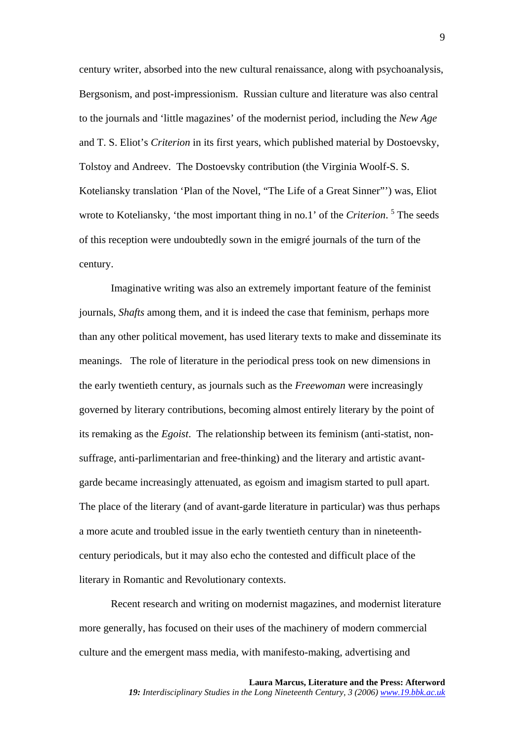century writer, absorbed into the new cultural renaissance, along with psychoanalysis, Bergsonism, and post-impressionism. Russian culture and literature was also central to the journals and 'little magazines' of the modernist period, including the *New Age* and T. S. Eliot's *Criterion* in its first years, which published material by Dostoevsky, Tolstoy and Andreev. The Dostoevsky contribution (the Virginia Woolf-S. S. Koteliansky translation 'Plan of the Novel, "The Life of a Great Sinner"') was, Eliot wrote to Koteliansky, 'the most important thing in no.1' of the *Criterion*. [5] The seeds of this reception were undoubtedly sown in the emigré journals of the turn of the century.

Imaginative writing was also an extremely important feature of the feminist journals, *Shafts* among them, and it is indeed the case that feminism, perhaps more than any other political movement, has used literary texts to make and disseminate its meanings. The role of literature in the periodical press took on new dimensions in the early twentieth century, as journals such as the *Freewoman* were increasingly governed by literary contributions, becoming almost entirely literary by the point of its remaking as the *Egoist*. The relationship between its feminism (anti-statist, non-suffrage, anti-parlimentarian and free-thinking) and the literary and artistic avant-garde became increasingly attenuated, as egoism and imagism started to pull apart. The place of the literary (and of avant-garde literature in particular) was thus perhaps a more acute and troubled issue in the early twentieth century than in nineteenth-century periodicals, but it may also echo the contested and difficult place of the literary in Romantic and Revolutionary contexts.

Recent research and writing on modernist magazines, and modernist literature more generally, has focused on their uses of the machinery of modern commercial culture and the emergent mass media, with manifesto-making, advertising and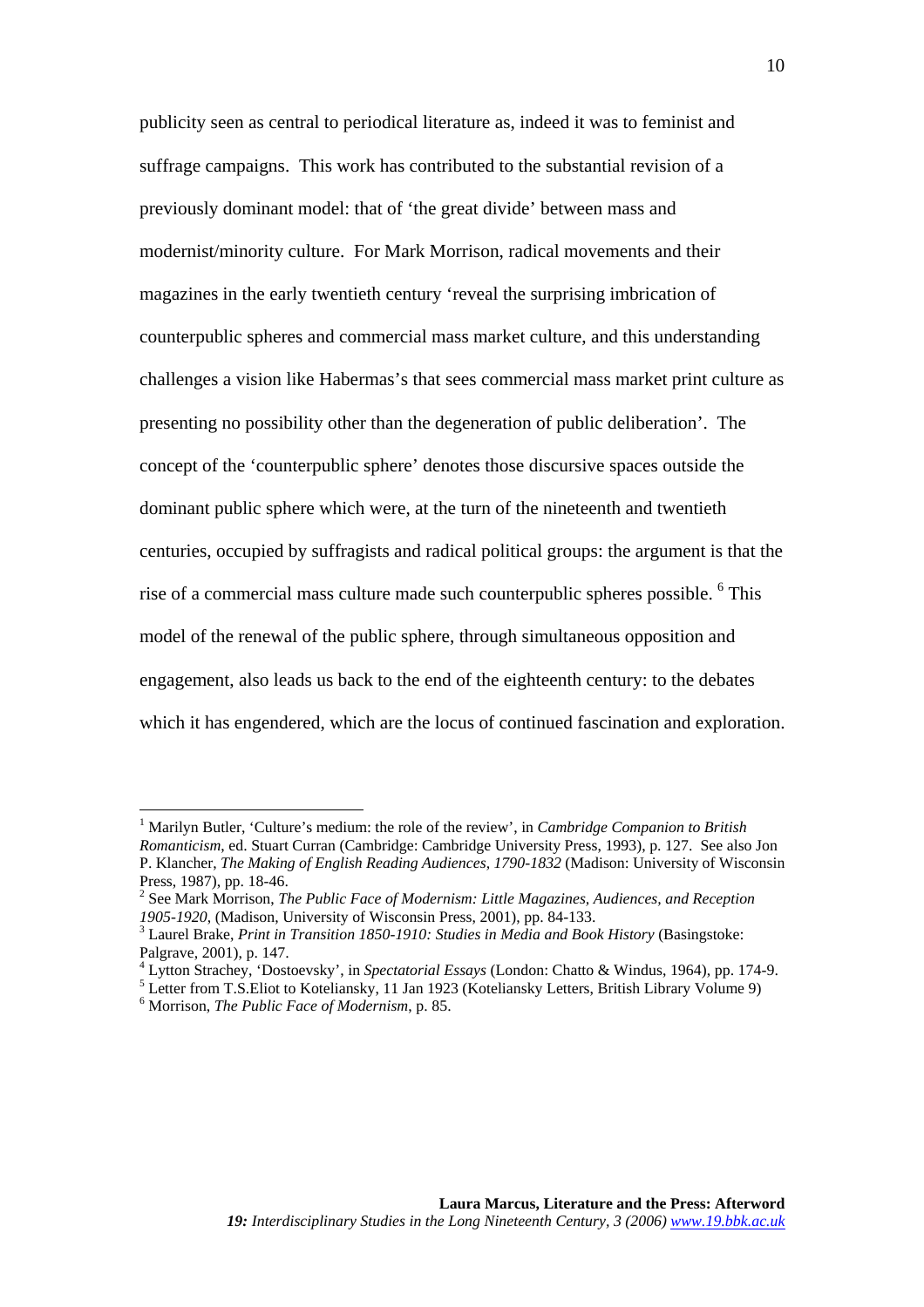publicity seen as central to periodical literature as, indeed it was to feminist and suffrage campaigns. This work has contributed to the substantial revision of a previously dominant model: that of 'the great divide' between mass and modernist/minority culture. For Mark Morrison, radical movements and their magazines in the early twentieth century 'reveal the surprising imbrication of counterpublic spheres and commercial mass market culture, and this understanding challenges a vision like Habermas's that sees commercial mass market print culture as presenting no possibility other than the degeneration of public deliberation'. The concept of the 'counterpublic sphere' denotes those discursive spaces outside the dominant public sphere which were, at the turn of the nineteenth and twentieth centuries, occupied by suffragists and radical political groups: the argument is that the rise of a commercial mass culture made such counterpublic spheres possible. [6] This model of the renewal of the public sphere, through simultaneous opposition and engagement, also leads us back to the end of the eighteenth century: to the debates which it has engendered, which are the locus of continued fascination and exploration.

---

[1] Marilyn Butler, 'Culture's medium: the role of the review', in *Cambridge Companion to British Romanticism*, ed. Stuart Curran (Cambridge: Cambridge University Press, 1993), p. 127. See also Jon P. Klancher, *The Making of English Reading Audiences, 1790-1832* (Madison: University of Wisconsin Press, 1987), pp. 18-46.

[2] See Mark Morrison, *The Public Face of Modernism: Little Magazines, Audiences, and Reception 1905-1920*, (Madison, University of Wisconsin Press, 2001), pp. 84-133.

[3] Laurel Brake, *Print in Transition 1850-1910: Studies in Media and Book History* (Basingstoke: Palgrave, 2001), p. 147.

[4] Lytton Strachey, 'Dostoevsky', in *Spectatorial Essays* (London: Chatto & Windus, 1964), pp. 174-9.

[5] Letter from T.S.Eliot to Koteliansky, 11 Jan 1923 (Koteliansky Letters, British Library Volume 9)

[6] Morrison, *The Public Face of Modernism*, p. 85.